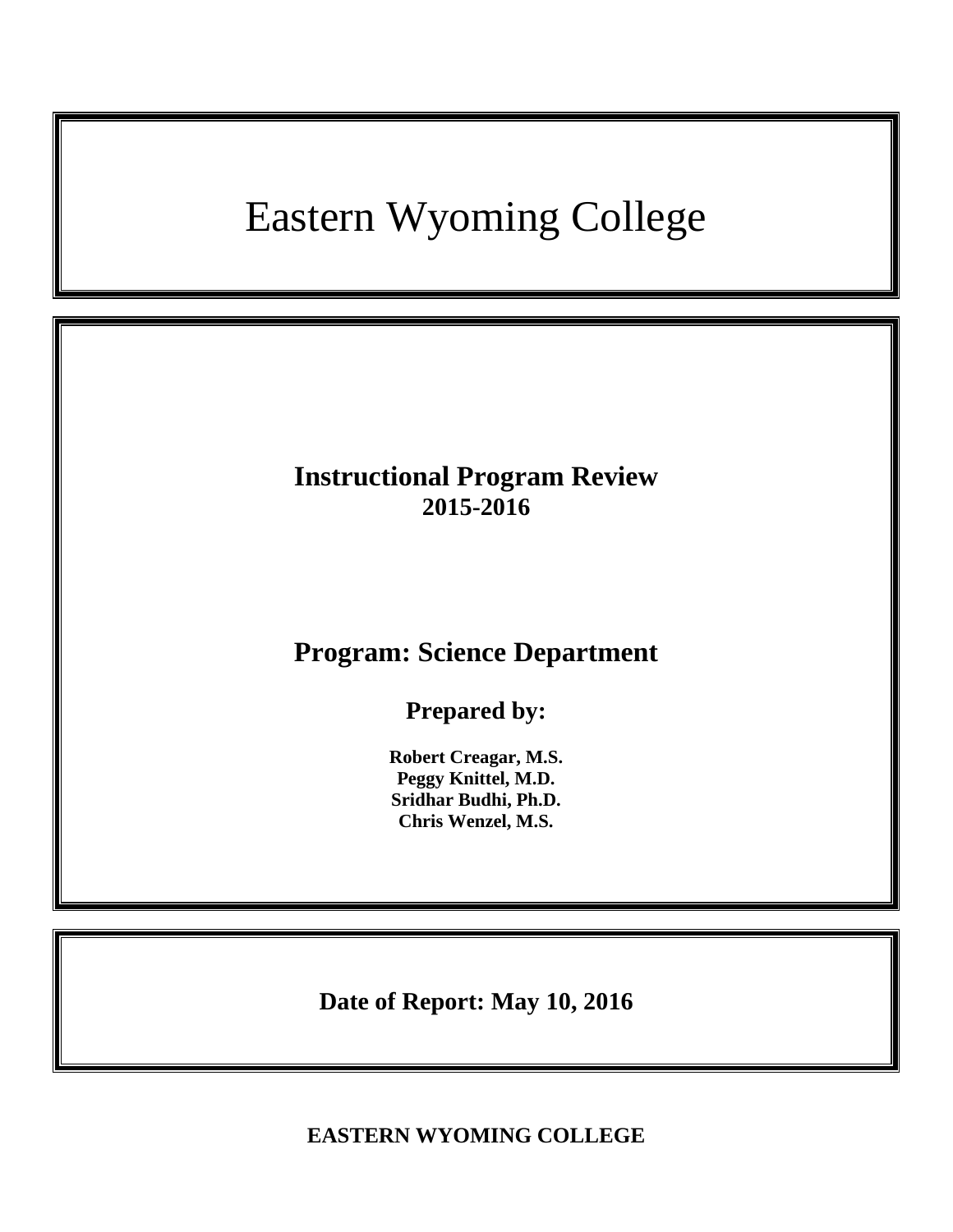# Eastern Wyoming College

## Instructional Program Review
**2015-2016**

## Program: Science Department

### Prepared by:

**Robert Creagar, M.S.**
**Peggy Knittel, M.D.**
**Sridhar Budhi, Ph.D.**
**Chris Wenzel, M.S.**

**Date of Report: May 10, 2016**

**EASTERN WYOMING COLLEGE**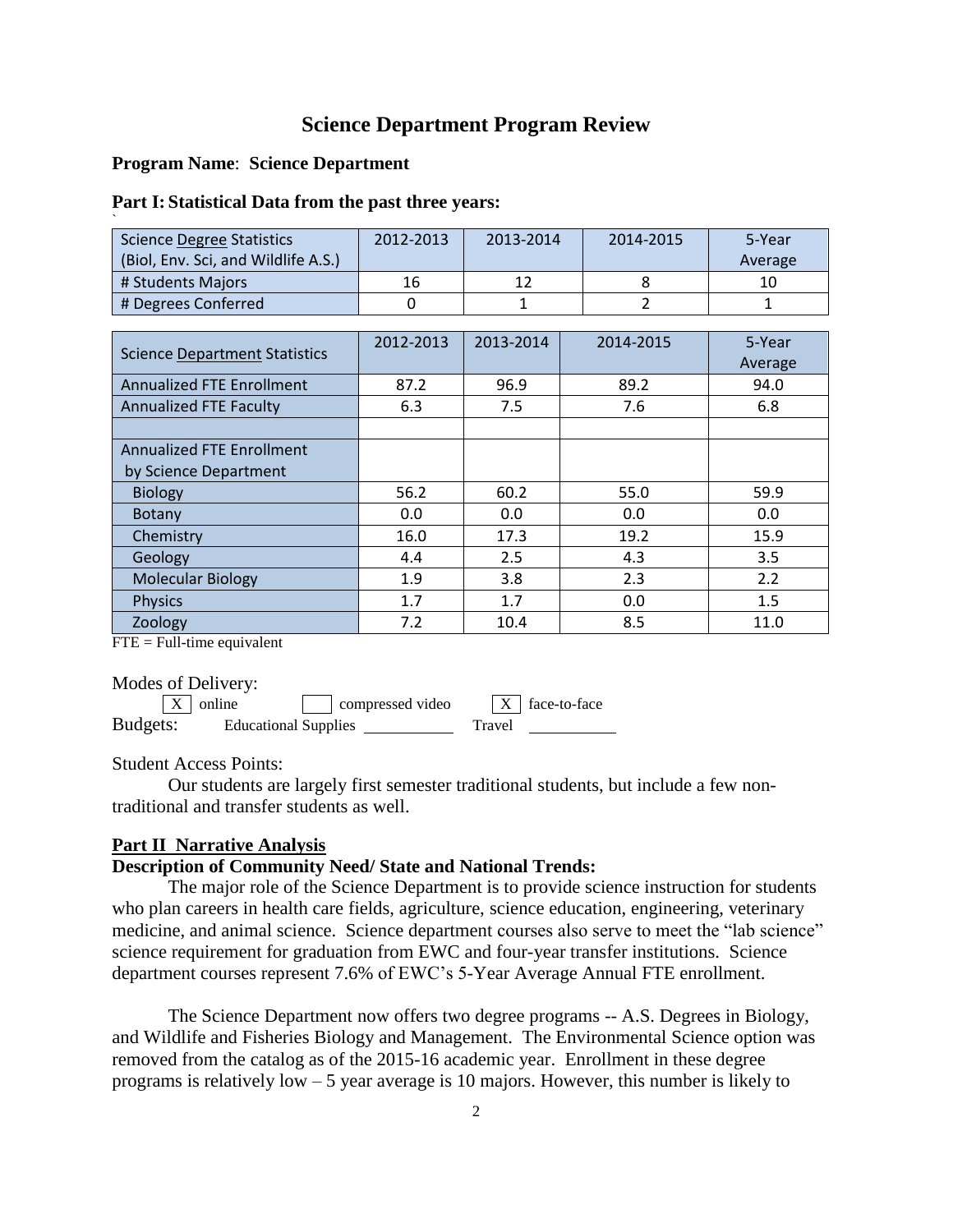# Science Department Program Review

**Program Name**: **Science Department**

**Part I: Statistical Data from the past three years:**

| Science Degree Statistics (Biol, Env. Sci, and Wildlife A.S.) | 2012-2013 | 2013-2014 | 2014-2015 | 5-Year Average |
|---|---|---|---|---|
| # Students Majors | 16 | 12 | 8 | 10 |
| # Degrees Conferred | 0 | 1 | 2 | 1 |

| Science Department Statistics | 2012-2013 | 2013-2014 | 2014-2015 | 5-Year Average |
|---|---|---|---|---|
| Annualized FTE Enrollment | 87.2 | 96.9 | 89.2 | 94.0 |
| Annualized FTE Faculty | 6.3 | 7.5 | 7.6 | 6.8 |
| | | | | |
| Annualized FTE Enrollment by Science Department | | | | |
| Biology | 56.2 | 60.2 | 55.0 | 59.9 |
| Botany | 0.0 | 0.0 | 0.0 | 0.0 |
| Chemistry | 16.0 | 17.3 | 19.2 | 15.9 |
| Geology | 4.4 | 2.5 | 4.3 | 3.5 |
| Molecular Biology | 1.9 | 3.8 | 2.3 | 2.2 |
| Physics | 1.7 | 1.7 | 0.0 | 1.5 |
| Zoology | 7.2 | 10.4 | 8.5 | 11.0 |

FTE = Full-time equivalent

Modes of Delivery:

[X] online [ ] compressed video [X] face-to-face

Budgets: Educational Supplies \_\_\_\_\_\_\_\_\_\_ Travel \_\_\_\_\_\_\_\_\_\_

Student Access Points:

Our students are largely first semester traditional students, but include a few non-traditional and transfer students as well.

## Part II Narrative Analysis

### Description of Community Need/ State and National Trends:

The major role of the Science Department is to provide science instruction for students who plan careers in health care fields, agriculture, science education, engineering, veterinary medicine, and animal science. Science department courses also serve to meet the "lab science" science requirement for graduation from EWC and four-year transfer institutions. Science department courses represent 7.6% of EWC's 5-Year Average Annual FTE enrollment.

The Science Department now offers two degree programs -- A.S. Degrees in Biology, and Wildlife and Fisheries Biology and Management. The Environmental Science option was removed from the catalog as of the 2015-16 academic year. Enrollment in these degree programs is relatively low – 5 year average is 10 majors. However, this number is likely to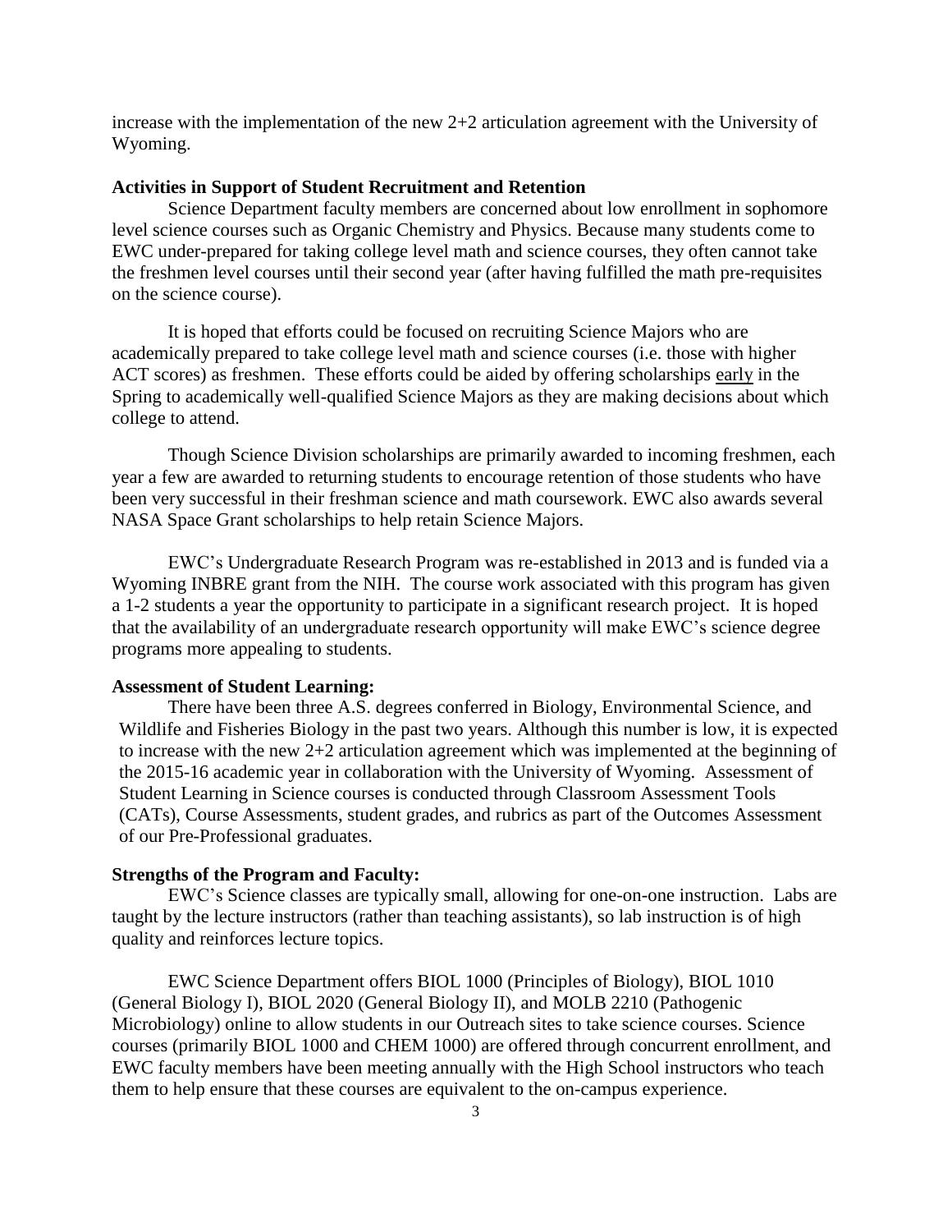increase with the implementation of the new 2+2 articulation agreement with the University of Wyoming.

**Activities in Support of Student Recruitment and Retention**

Science Department faculty members are concerned about low enrollment in sophomore level science courses such as Organic Chemistry and Physics. Because many students come to EWC under-prepared for taking college level math and science courses, they often cannot take the freshmen level courses until their second year (after having fulfilled the math pre-requisites on the science course).

It is hoped that efforts could be focused on recruiting Science Majors who are academically prepared to take college level math and science courses (i.e. those with higher ACT scores) as freshmen. These efforts could be aided by offering scholarships early in the Spring to academically well-qualified Science Majors as they are making decisions about which college to attend.

Though Science Division scholarships are primarily awarded to incoming freshmen, each year a few are awarded to returning students to encourage retention of those students who have been very successful in their freshman science and math coursework. EWC also awards several NASA Space Grant scholarships to help retain Science Majors.

EWC's Undergraduate Research Program was re-established in 2013 and is funded via a Wyoming INBRE grant from the NIH. The course work associated with this program has given a 1-2 students a year the opportunity to participate in a significant research project. It is hoped that the availability of an undergraduate research opportunity will make EWC's science degree programs more appealing to students.

**Assessment of Student Learning:**

There have been three A.S. degrees conferred in Biology, Environmental Science, and Wildlife and Fisheries Biology in the past two years. Although this number is low, it is expected to increase with the new 2+2 articulation agreement which was implemented at the beginning of the 2015-16 academic year in collaboration with the University of Wyoming. Assessment of Student Learning in Science courses is conducted through Classroom Assessment Tools (CATs), Course Assessments, student grades, and rubrics as part of the Outcomes Assessment of our Pre-Professional graduates.

**Strengths of the Program and Faculty:**

EWC's Science classes are typically small, allowing for one-on-one instruction. Labs are taught by the lecture instructors (rather than teaching assistants), so lab instruction is of high quality and reinforces lecture topics.

EWC Science Department offers BIOL 1000 (Principles of Biology), BIOL 1010 (General Biology I), BIOL 2020 (General Biology II), and MOLB 2210 (Pathogenic Microbiology) online to allow students in our Outreach sites to take science courses. Science courses (primarily BIOL 1000 and CHEM 1000) are offered through concurrent enrollment, and EWC faculty members have been meeting annually with the High School instructors who teach them to help ensure that these courses are equivalent to the on-campus experience.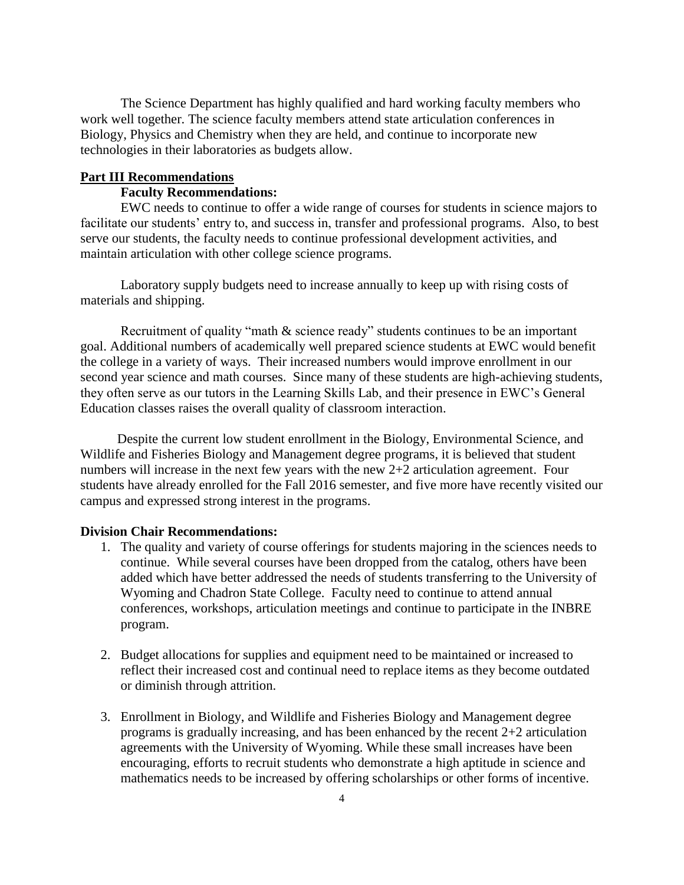The Science Department has highly qualified and hard working faculty members who work well together. The science faculty members attend state articulation conferences in Biology, Physics and Chemistry when they are held, and continue to incorporate new technologies in their laboratories as budgets allow.

## Part III Recommendations

### Faculty Recommendations:

EWC needs to continue to offer a wide range of courses for students in science majors to facilitate our students' entry to, and success in, transfer and professional programs. Also, to best serve our students, the faculty needs to continue professional development activities, and maintain articulation with other college science programs.

Laboratory supply budgets need to increase annually to keep up with rising costs of materials and shipping.

Recruitment of quality "math & science ready" students continues to be an important goal. Additional numbers of academically well prepared science students at EWC would benefit the college in a variety of ways. Their increased numbers would improve enrollment in our second year science and math courses. Since many of these students are high-achieving students, they often serve as our tutors in the Learning Skills Lab, and their presence in EWC's General Education classes raises the overall quality of classroom interaction.

Despite the current low student enrollment in the Biology, Environmental Science, and Wildlife and Fisheries Biology and Management degree programs, it is believed that student numbers will increase in the next few years with the new 2+2 articulation agreement. Four students have already enrolled for the Fall 2016 semester, and five more have recently visited our campus and expressed strong interest in the programs.

### Division Chair Recommendations:

1. The quality and variety of course offerings for students majoring in the sciences needs to continue. While several courses have been dropped from the catalog, others have been added which have better addressed the needs of students transferring to the University of Wyoming and Chadron State College. Faculty need to continue to attend annual conferences, workshops, articulation meetings and continue to participate in the INBRE program.

2. Budget allocations for supplies and equipment need to be maintained or increased to reflect their increased cost and continual need to replace items as they become outdated or diminish through attrition.

3. Enrollment in Biology, and Wildlife and Fisheries Biology and Management degree programs is gradually increasing, and has been enhanced by the recent 2+2 articulation agreements with the University of Wyoming. While these small increases have been encouraging, efforts to recruit students who demonstrate a high aptitude in science and mathematics needs to be increased by offering scholarships or other forms of incentive.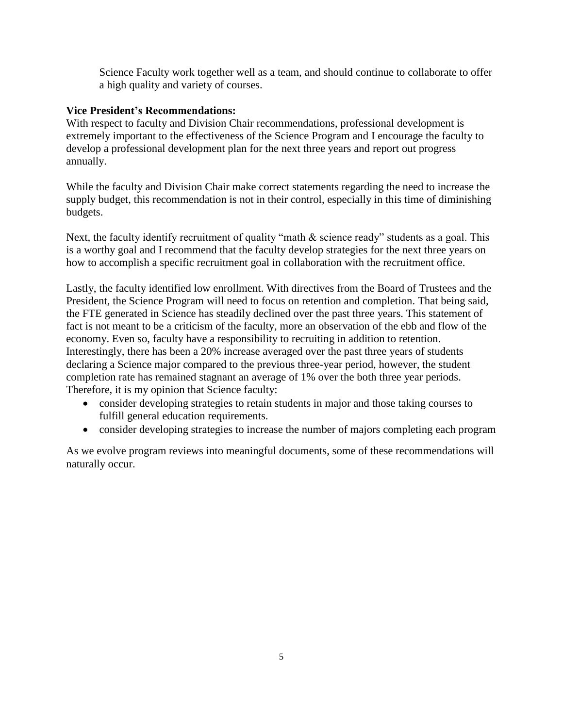Science Faculty work together well as a team, and should continue to collaborate to offer a high quality and variety of courses.

**Vice President's Recommendations:**

With respect to faculty and Division Chair recommendations, professional development is extremely important to the effectiveness of the Science Program and I encourage the faculty to develop a professional development plan for the next three years and report out progress annually.

While the faculty and Division Chair make correct statements regarding the need to increase the supply budget, this recommendation is not in their control, especially in this time of diminishing budgets.

Next, the faculty identify recruitment of quality "math & science ready" students as a goal. This is a worthy goal and I recommend that the faculty develop strategies for the next three years on how to accomplish a specific recruitment goal in collaboration with the recruitment office.

Lastly, the faculty identified low enrollment. With directives from the Board of Trustees and the President, the Science Program will need to focus on retention and completion. That being said, the FTE generated in Science has steadily declined over the past three years. This statement of fact is not meant to be a criticism of the faculty, more an observation of the ebb and flow of the economy. Even so, faculty have a responsibility to recruiting in addition to retention. Interestingly, there has been a 20% increase averaged over the past three years of students declaring a Science major compared to the previous three-year period, however, the student completion rate has remained stagnant an average of 1% over the both three year periods. Therefore, it is my opinion that Science faculty:

- consider developing strategies to retain students in major and those taking courses to fulfill general education requirements.
- consider developing strategies to increase the number of majors completing each program

As we evolve program reviews into meaningful documents, some of these recommendations will naturally occur.